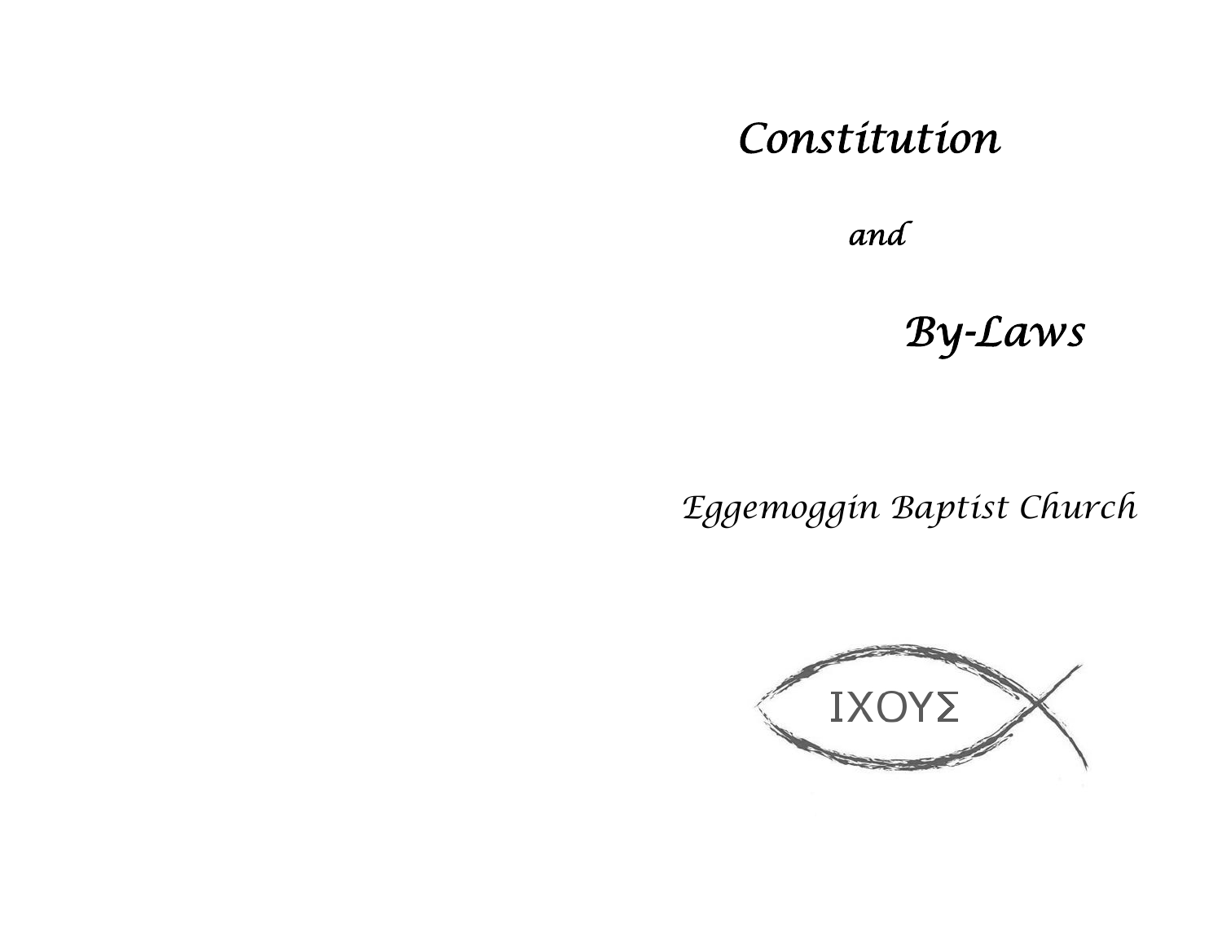# *Constitution*

*and*

# *By-Laws*

*Eggemoggin Baptist Church*

ΙΧΘΥΣ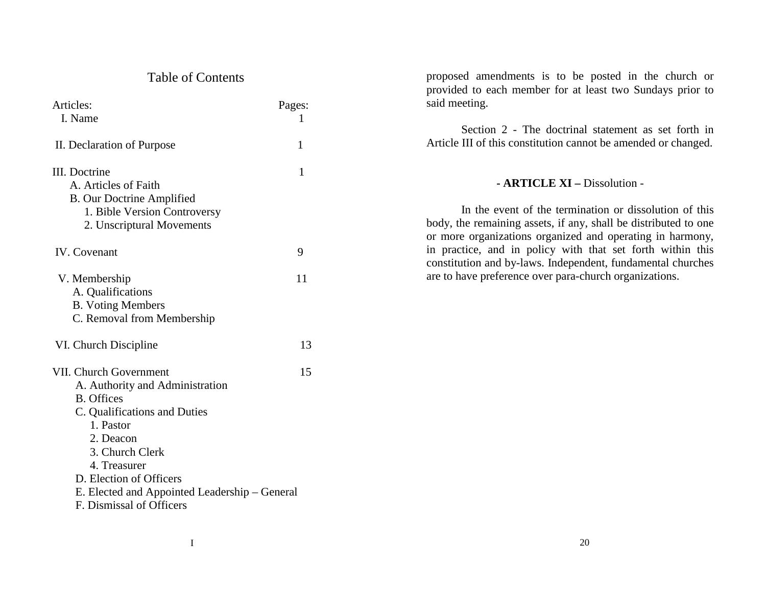# Table of Contents

| Articles: | Pages: |
|---|---|
| I. Name | 1 |
| II. Declaration of Purpose | 1 |
| III. Doctrine | 1 |
| A. Articles of Faith | |
| B. Our Doctrine Amplified | |
| 1. Bible Version Controversy | |
| 2. Unscriptural Movements | |
| IV. Covenant | 9 |
| V. Membership | 11 |
| A. Qualifications | |
| B. Voting Members | |
| C. Removal from Membership | |
| VI. Church Discipline | 13 |
| VII. Church Government | 15 |
| A. Authority and Administration | |
| B. Offices | |
| C. Qualifications and Duties | |
| 1. Pastor | |
| 2. Deacon | |
| 3. Church Clerk | |
| 4. Treasurer | |
| D. Election of Officers | |
| E. Elected and Appointed Leadership – General | |
| F. Dismissal of Officers | |

proposed amendments is to be posted in the church or provided to each member for at least two Sundays prior to said meeting.

Section 2 - The doctrinal statement as set forth in Article III of this constitution cannot be amended or changed.

## - ARTICLE XI – Dissolution -

In the event of the termination or dissolution of this body, the remaining assets, if any, shall be distributed to one or more organizations organized and operating in harmony, in practice, and in policy with that set forth within this constitution and by-laws. Independent, fundamental churches are to have preference over para-church organizations.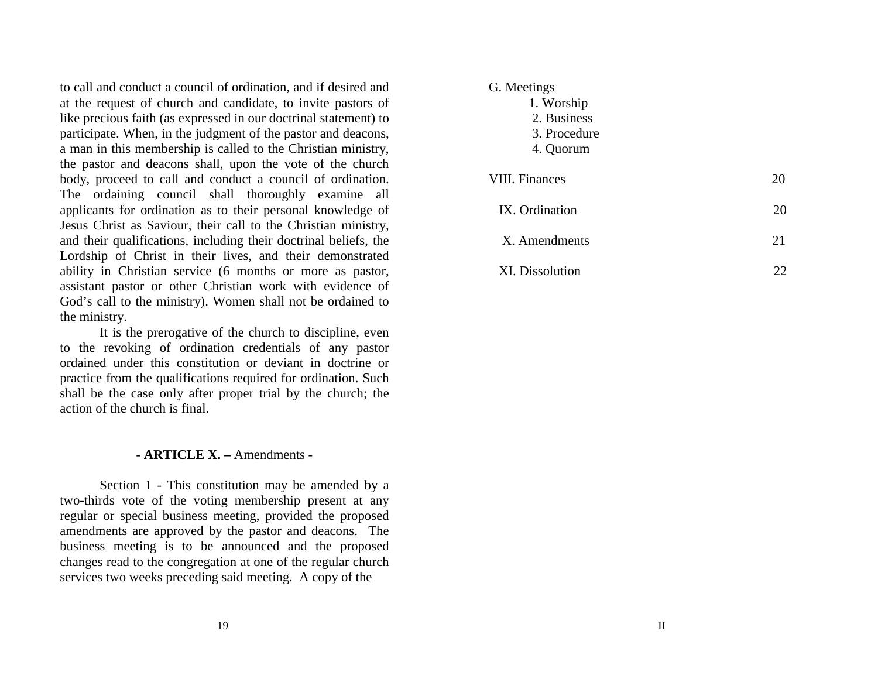to call and conduct a council of ordination, and if desired and at the request of church and candidate, to invite pastors of like precious faith (as expressed in our doctrinal statement) to participate. When, in the judgment of the pastor and deacons, a man in this membership is called to the Christian ministry, the pastor and deacons shall, upon the vote of the church body, proceed to call and conduct a council of ordination. The ordaining council shall thoroughly examine all applicants for ordination as to their personal knowledge of Jesus Christ as Saviour, their call to the Christian ministry, and their qualifications, including their doctrinal beliefs, the Lordship of Christ in their lives, and their demonstrated ability in Christian service (6 months or more as pastor, assistant pastor or other Christian work with evidence of God's call to the ministry). Women shall not be ordained to the ministry.

It is the prerogative of the church to discipline, even to the revoking of ordination credentials of any pastor ordained under this constitution or deviant in doctrine or practice from the qualifications required for ordination. Such shall be the case only after proper trial by the church; the action of the church is final.

## - **ARTICLE X. –** Amendments -

Section 1 - This constitution may be amended by a two-thirds vote of the voting membership present at any regular or special business meeting, provided the proposed amendments are approved by the pastor and deacons. The business meeting is to be announced and the proposed changes read to the congregation at one of the regular church services two weeks preceding said meeting. A copy of the

G. Meetings
  1. Worship
  2. Business
  3. Procedure
  4. Quorum

| | |
|---|---|
| VIII. Finances | 20 |
| IX. Ordination | 20 |
| X. Amendments | 21 |
| XI. Dissolution | 22 |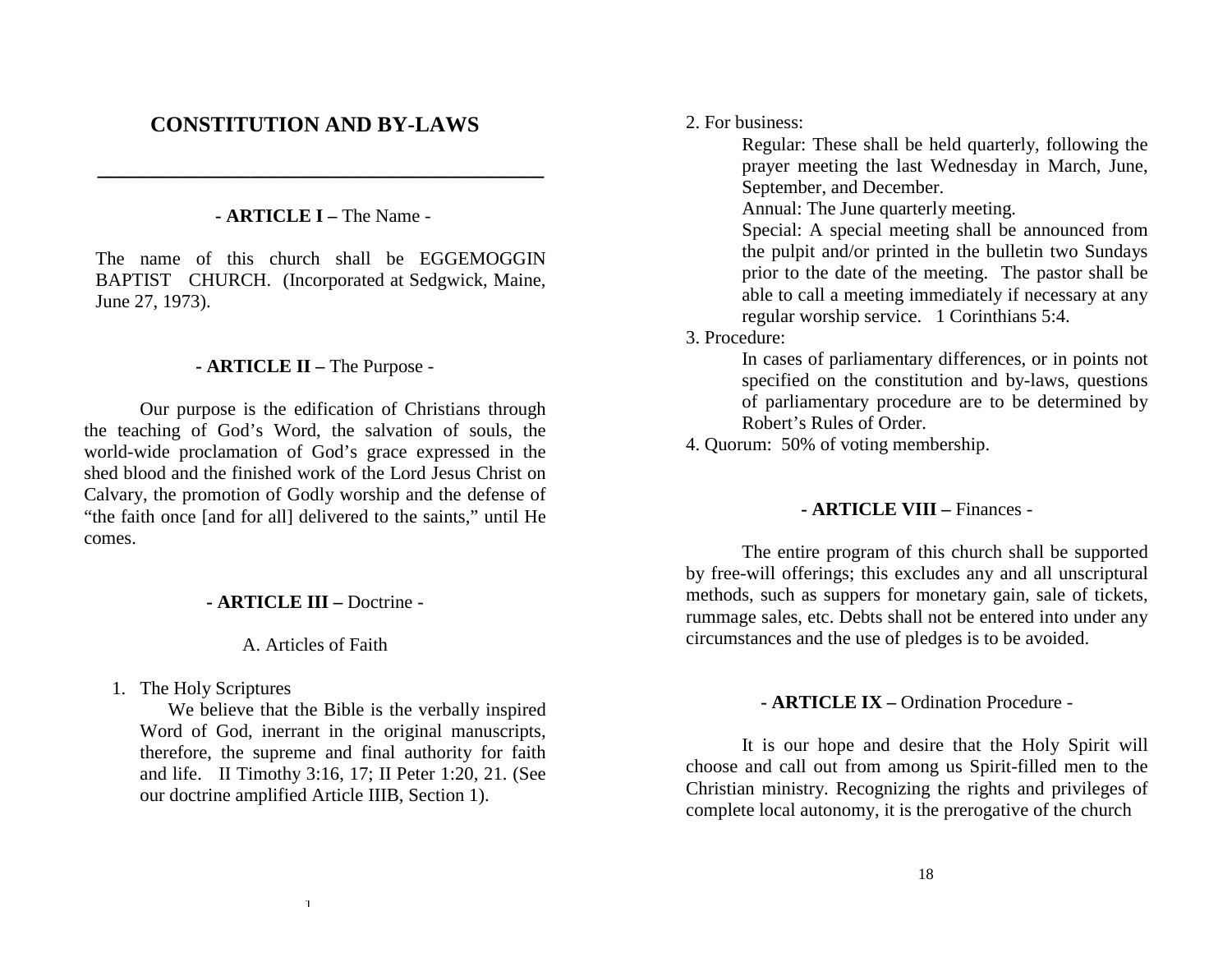# CONSTITUTION AND BY-LAWS

---

### - ARTICLE I – The Name -

The name of this church shall be EGGEMOGGIN BAPTIST CHURCH. (Incorporated at Sedgwick, Maine, June 27, 1973).

### - ARTICLE II – The Purpose -

Our purpose is the edification of Christians through the teaching of God's Word, the salvation of souls, the world-wide proclamation of God's grace expressed in the shed blood and the finished work of the Lord Jesus Christ on Calvary, the promotion of Godly worship and the defense of "the faith once [and for all] delivered to the saints," until He comes.

### - ARTICLE III – Doctrine -

A. Articles of Faith

1. The Holy Scriptures

   We believe that the Bible is the verbally inspired Word of God, inerrant in the original manuscripts, therefore, the supreme and final authority for faith and life. II Timothy 3:16, 17; II Peter 1:20, 21. (See our doctrine amplified Article IIIB, Section 1).

2. For business:

   Regular: These shall be held quarterly, following the prayer meeting the last Wednesday in March, June, September, and December.

   Annual: The June quarterly meeting.

   Special: A special meeting shall be announced from the pulpit and/or printed in the bulletin two Sundays prior to the date of the meeting. The pastor shall be able to call a meeting immediately if necessary at any regular worship service. 1 Corinthians 5:4.

3. Procedure:

   In cases of parliamentary differences, or in points not specified on the constitution and by-laws, questions of parliamentary procedure are to be determined by Robert's Rules of Order.

4. Quorum: 50% of voting membership.

### - ARTICLE VIII – Finances -

The entire program of this church shall be supported by free-will offerings; this excludes any and all unscriptural methods, such as suppers for monetary gain, sale of tickets, rummage sales, etc. Debts shall not be entered into under any circumstances and the use of pledges is to be avoided.

### - ARTICLE IX – Ordination Procedure -

It is our hope and desire that the Holy Spirit will choose and call out from among us Spirit-filled men to the Christian ministry. Recognizing the rights and privileges of complete local autonomy, it is the prerogative of the church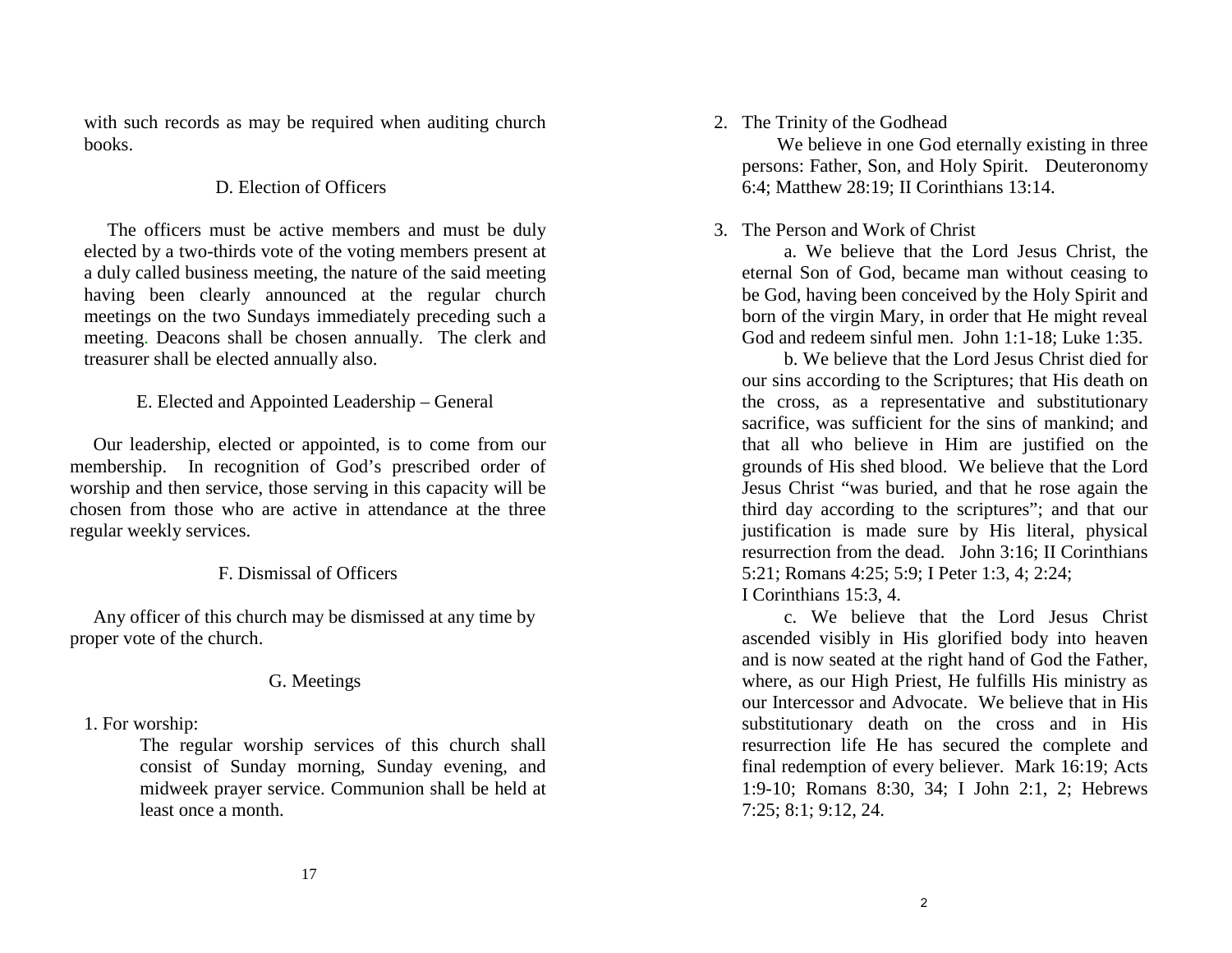with such records as may be required when auditing church books.

### D. Election of Officers

The officers must be active members and must be duly elected by a two-thirds vote of the voting members present at a duly called business meeting, the nature of the said meeting having been clearly announced at the regular church meetings on the two Sundays immediately preceding such a meeting. Deacons shall be chosen annually. The clerk and treasurer shall be elected annually also.

### E. Elected and Appointed Leadership – General

Our leadership, elected or appointed, is to come from our membership. In recognition of God's prescribed order of worship and then service, those serving in this capacity will be chosen from those who are active in attendance at the three regular weekly services.

### F. Dismissal of Officers

Any officer of this church may be dismissed at any time by proper vote of the church.

### G. Meetings

1. For worship:

   The regular worship services of this church shall consist of Sunday morning, Sunday evening, and midweek prayer service. Communion shall be held at least once a month.

2. The Trinity of the Godhead

   We believe in one God eternally existing in three persons: Father, Son, and Holy Spirit. Deuteronomy 6:4; Matthew 28:19; II Corinthians 13:14.

3. The Person and Work of Christ

   a. We believe that the Lord Jesus Christ, the eternal Son of God, became man without ceasing to be God, having been conceived by the Holy Spirit and born of the virgin Mary, in order that He might reveal God and redeem sinful men. John 1:1-18; Luke 1:35.

   b. We believe that the Lord Jesus Christ died for our sins according to the Scriptures; that His death on the cross, as a representative and substitutionary sacrifice, was sufficient for the sins of mankind; and that all who believe in Him are justified on the grounds of His shed blood. We believe that the Lord Jesus Christ "was buried, and that he rose again the third day according to the scriptures"; and that our justification is made sure by His literal, physical resurrection from the dead. John 3:16; II Corinthians 5:21; Romans 4:25; 5:9; I Peter 1:3, 4; 2:24; I Corinthians 15:3, 4.

   c. We believe that the Lord Jesus Christ ascended visibly in His glorified body into heaven and is now seated at the right hand of God the Father, where, as our High Priest, He fulfills His ministry as our Intercessor and Advocate. We believe that in His substitutionary death on the cross and in His resurrection life He has secured the complete and final redemption of every believer. Mark 16:19; Acts 1:9-10; Romans 8:30, 34; I John 2:1, 2; Hebrews 7:25; 8:1; 9:12, 24.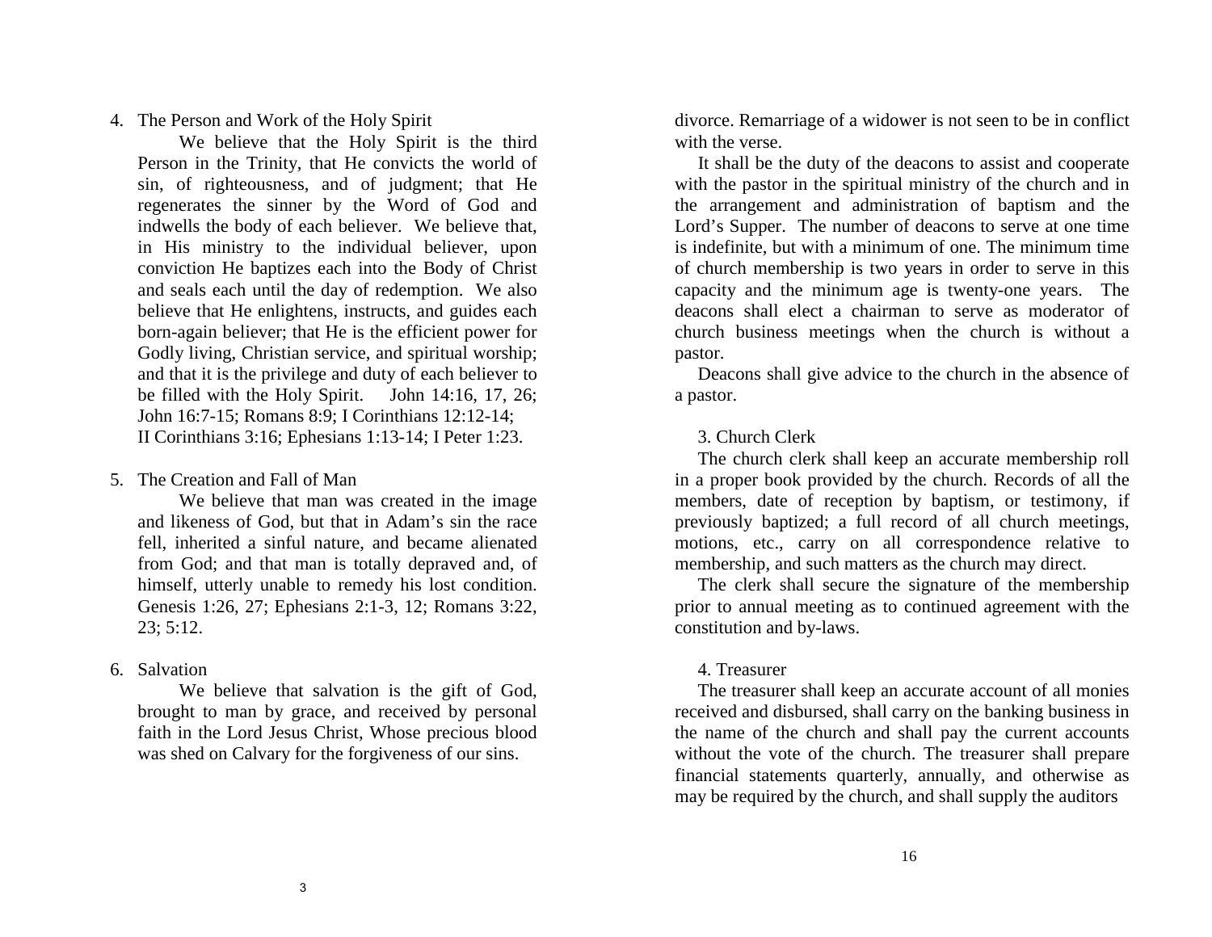4. The Person and Work of the Holy Spirit

   We believe that the Holy Spirit is the third Person in the Trinity, that He convicts the world of sin, of righteousness, and of judgment; that He regenerates the sinner by the Word of God and indwells the body of each believer. We believe that, in His ministry to the individual believer, upon conviction He baptizes each into the Body of Christ and seals each until the day of redemption. We also believe that He enlightens, instructs, and guides each born-again believer; that He is the efficient power for Godly living, Christian service, and spiritual worship; and that it is the privilege and duty of each believer to be filled with the Holy Spirit. John 14:16, 17, 26; John 16:7-15; Romans 8:9; I Corinthians 12:12-14; II Corinthians 3:16; Ephesians 1:13-14; I Peter 1:23.

5. The Creation and Fall of Man

   We believe that man was created in the image and likeness of God, but that in Adam's sin the race fell, inherited a sinful nature, and became alienated from God; and that man is totally depraved and, of himself, utterly unable to remedy his lost condition. Genesis 1:26, 27; Ephesians 2:1-3, 12; Romans 3:22, 23; 5:12.

6. Salvation

   We believe that salvation is the gift of God, brought to man by grace, and received by personal faith in the Lord Jesus Christ, Whose precious blood was shed on Calvary for the forgiveness of our sins.

divorce. Remarriage of a widower is not seen to be in conflict with the verse.

It shall be the duty of the deacons to assist and cooperate with the pastor in the spiritual ministry of the church and in the arrangement and administration of baptism and the Lord's Supper. The number of deacons to serve at one time is indefinite, but with a minimum of one. The minimum time of church membership is two years in order to serve in this capacity and the minimum age is twenty-one years. The deacons shall elect a chairman to serve as moderator of church business meetings when the church is without a pastor.

Deacons shall give advice to the church in the absence of a pastor.

3. Church Clerk

The church clerk shall keep an accurate membership roll in a proper book provided by the church. Records of all the members, date of reception by baptism, or testimony, if previously baptized; a full record of all church meetings, motions, etc., carry on all correspondence relative to membership, and such matters as the church may direct.

The clerk shall secure the signature of the membership prior to annual meeting as to continued agreement with the constitution and by-laws.

4. Treasurer

The treasurer shall keep an accurate account of all monies received and disbursed, shall carry on the banking business in the name of the church and shall pay the current accounts without the vote of the church. The treasurer shall prepare financial statements quarterly, annually, and otherwise as may be required by the church, and shall supply the auditors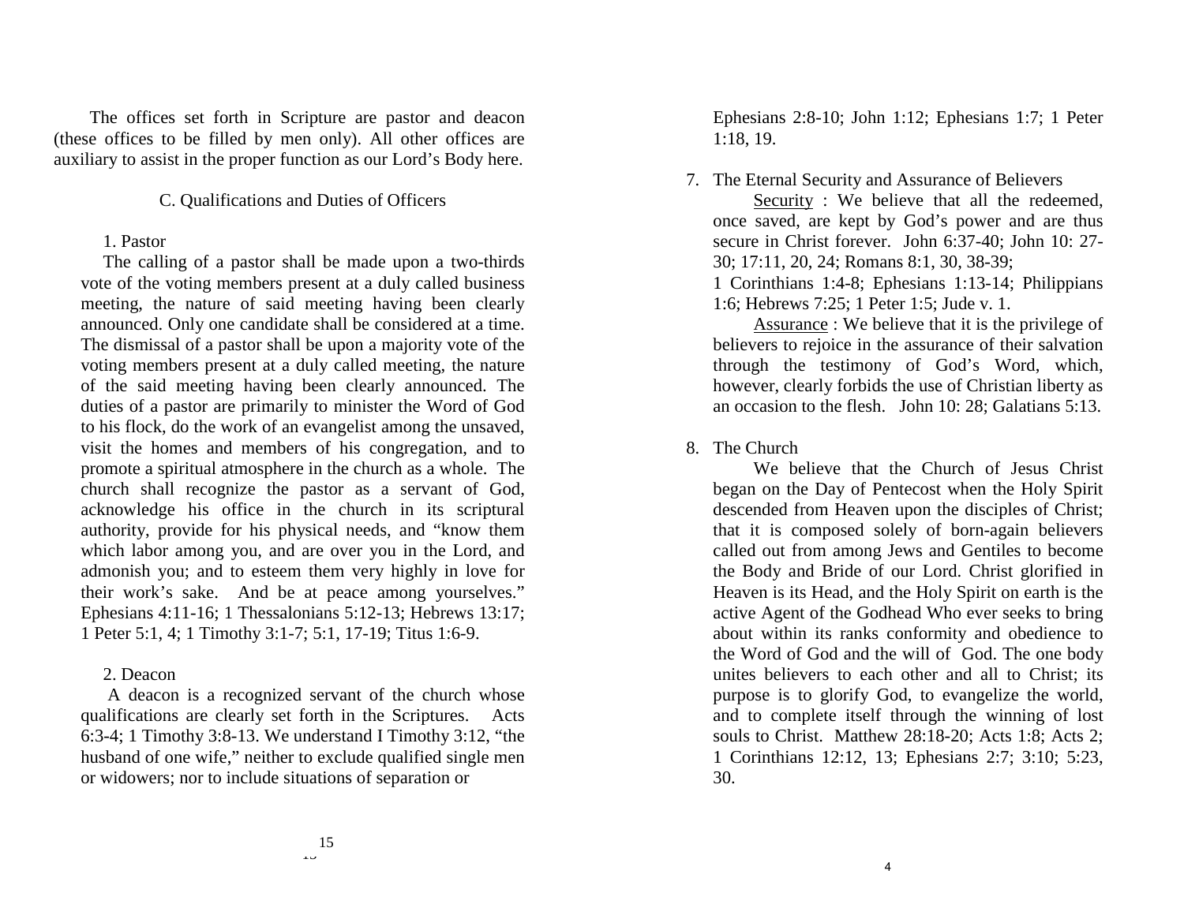The offices set forth in Scripture are pastor and deacon (these offices to be filled by men only). All other offices are auxiliary to assist in the proper function as our Lord's Body here.

C. Qualifications and Duties of Officers

1. Pastor

The calling of a pastor shall be made upon a two-thirds vote of the voting members present at a duly called business meeting, the nature of said meeting having been clearly announced. Only one candidate shall be considered at a time. The dismissal of a pastor shall be upon a majority vote of the voting members present at a duly called meeting, the nature of the said meeting having been clearly announced. The duties of a pastor are primarily to minister the Word of God to his flock, do the work of an evangelist among the unsaved, visit the homes and members of his congregation, and to promote a spiritual atmosphere in the church as a whole. The church shall recognize the pastor as a servant of God, acknowledge his office in the church in its scriptural authority, provide for his physical needs, and "know them which labor among you, and are over you in the Lord, and admonish you; and to esteem them very highly in love for their work's sake. And be at peace among yourselves." Ephesians 4:11-16; 1 Thessalonians 5:12-13; Hebrews 13:17; 1 Peter 5:1, 4; 1 Timothy 3:1-7; 5:1, 17-19; Titus 1:6-9.

2. Deacon

A deacon is a recognized servant of the church whose qualifications are clearly set forth in the Scriptures. Acts 6:3-4; 1 Timothy 3:8-13. We understand I Timothy 3:12, "the husband of one wife," neither to exclude qualified single men or widowers; nor to include situations of separation or

Ephesians 2:8-10; John 1:12; Ephesians 1:7; 1 Peter 1:18, 19.

7. The Eternal Security and Assurance of Believers

<u>Security</u> : We believe that all the redeemed, once saved, are kept by God's power and are thus secure in Christ forever. John 6:37-40; John 10: 27-30; 17:11, 20, 24; Romans 8:1, 30, 38-39; 1 Corinthians 1:4-8; Ephesians 1:13-14; Philippians 1:6; Hebrews 7:25; 1 Peter 1:5; Jude v. 1.

<u>Assurance</u> : We believe that it is the privilege of believers to rejoice in the assurance of their salvation through the testimony of God's Word, which, however, clearly forbids the use of Christian liberty as an occasion to the flesh. John 10: 28; Galatians 5:13.

8. The Church

We believe that the Church of Jesus Christ began on the Day of Pentecost when the Holy Spirit descended from Heaven upon the disciples of Christ; that it is composed solely of born-again believers called out from among Jews and Gentiles to become the Body and Bride of our Lord. Christ glorified in Heaven is its Head, and the Holy Spirit on earth is the active Agent of the Godhead Who ever seeks to bring about within its ranks conformity and obedience to the Word of God and the will of God. The one body unites believers to each other and all to Christ; its purpose is to glorify God, to evangelize the world, and to complete itself through the winning of lost souls to Christ. Matthew 28:18-20; Acts 1:8; Acts 2; 1 Corinthians 12:12, 13; Ephesians 2:7; 3:10; 5:23, 30.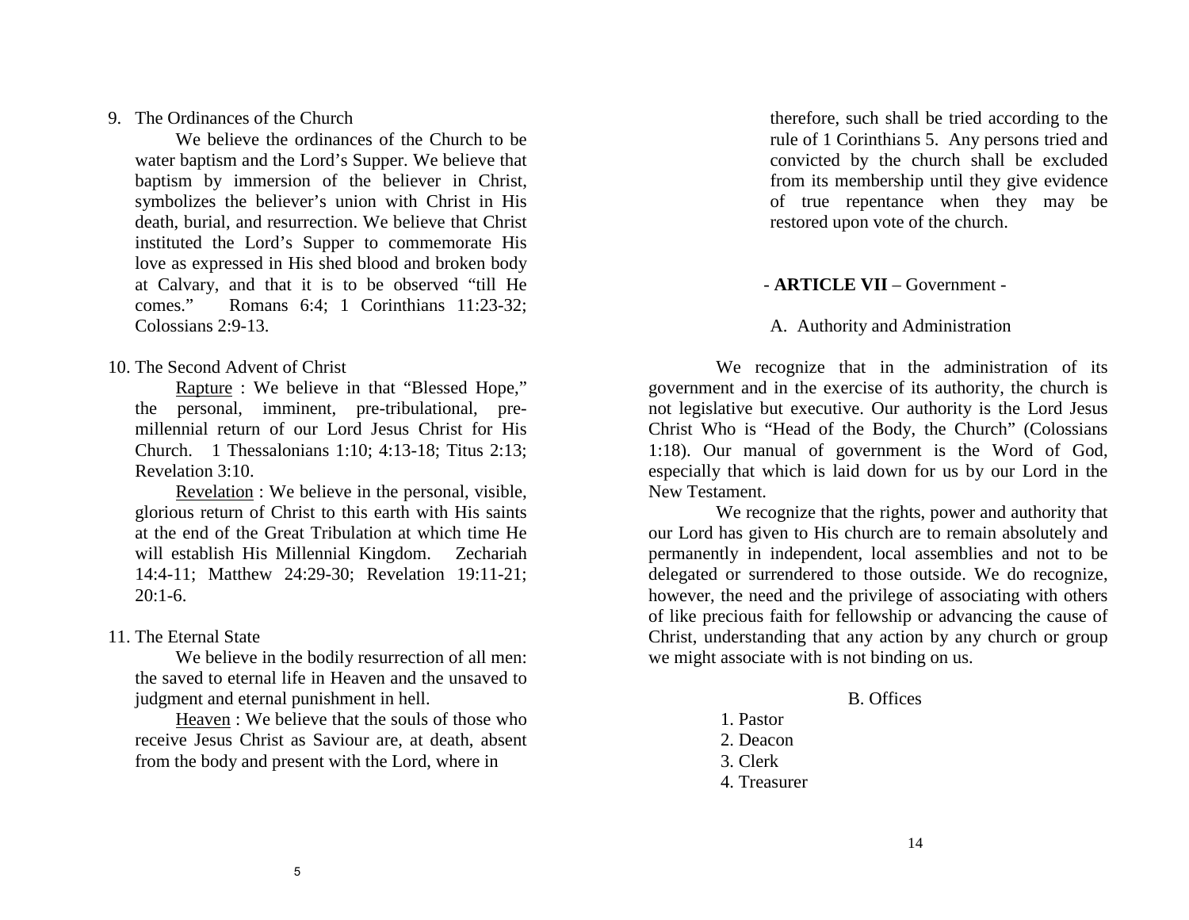9. The Ordinances of the Church

We believe the ordinances of the Church to be water baptism and the Lord's Supper. We believe that baptism by immersion of the believer in Christ, symbolizes the believer's union with Christ in His death, burial, and resurrection. We believe that Christ instituted the Lord's Supper to commemorate His love as expressed in His shed blood and broken body at Calvary, and that it is to be observed "till He comes." Romans 6:4; 1 Corinthians 11:23-32; Colossians 2:9-13.

10. The Second Advent of Christ

<u>Rapture</u> : We believe in that "Blessed Hope," the personal, imminent, pre-tribulational, pre-millennial return of our Lord Jesus Christ for His Church. 1 Thessalonians 1:10; 4:13-18; Titus 2:13; Revelation 3:10.

<u>Revelation</u> : We believe in the personal, visible, glorious return of Christ to this earth with His saints at the end of the Great Tribulation at which time He will establish His Millennial Kingdom. Zechariah 14:4-11; Matthew 24:29-30; Revelation 19:11-21; 20:1-6.

11. The Eternal State

We believe in the bodily resurrection of all men: the saved to eternal life in Heaven and the unsaved to judgment and eternal punishment in hell.

<u>Heaven</u> : We believe that the souls of those who receive Jesus Christ as Saviour are, at death, absent from the body and present with the Lord, where in

therefore, such shall be tried according to the rule of 1 Corinthians 5. Any persons tried and convicted by the church shall be excluded from its membership until they give evidence of true repentance when they may be restored upon vote of the church.

## - **ARTICLE VII** – Government -

### A. Authority and Administration

We recognize that in the administration of its government and in the exercise of its authority, the church is not legislative but executive. Our authority is the Lord Jesus Christ Who is "Head of the Body, the Church" (Colossians 1:18). Our manual of government is the Word of God, especially that which is laid down for us by our Lord in the New Testament.

We recognize that the rights, power and authority that our Lord has given to His church are to remain absolutely and permanently in independent, local assemblies and not to be delegated or surrendered to those outside. We do recognize, however, the need and the privilege of associating with others of like precious faith for fellowship or advancing the cause of Christ, understanding that any action by any church or group we might associate with is not binding on us.

### B. Offices

1. Pastor
2. Deacon
3. Clerk
4. Treasurer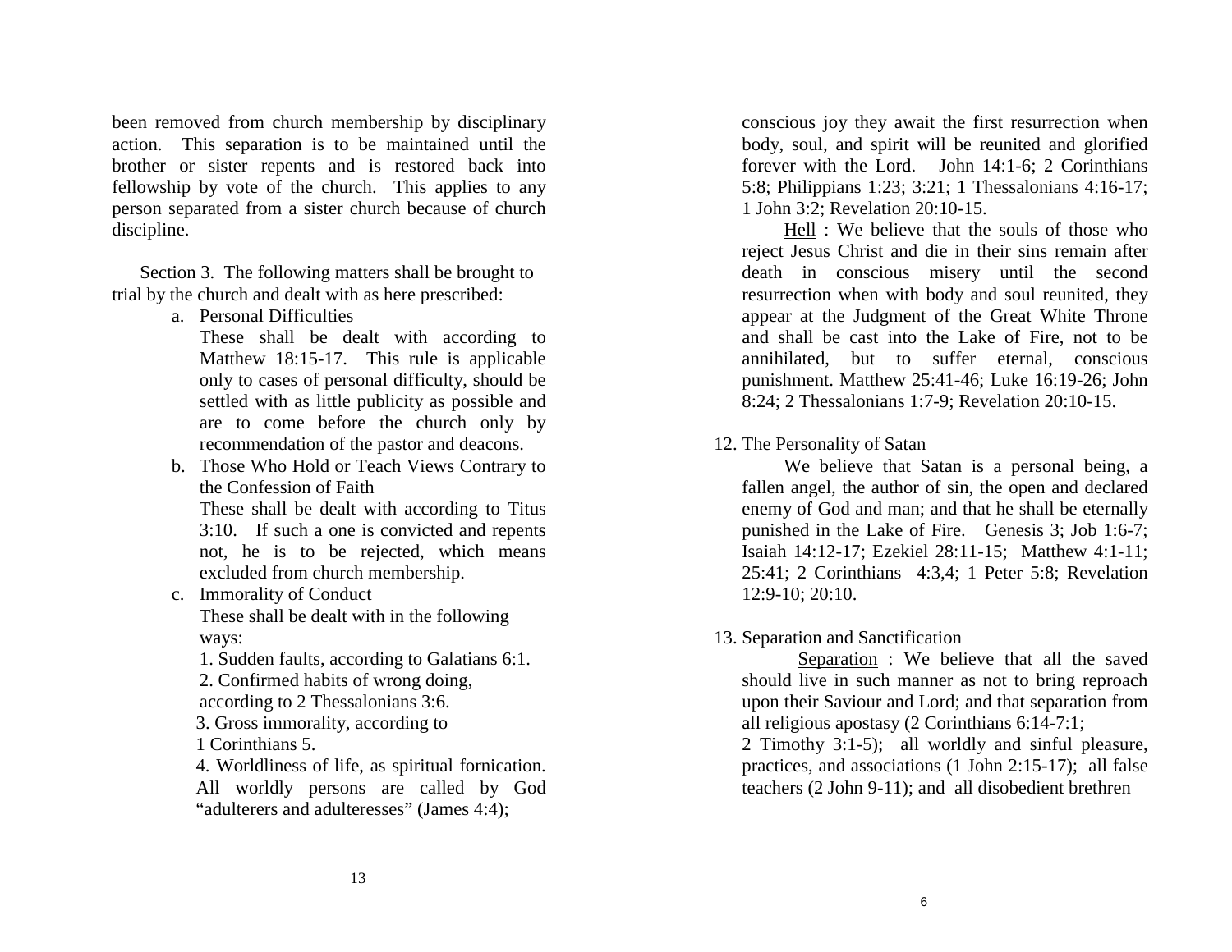been removed from church membership by disciplinary action. This separation is to be maintained until the brother or sister repents and is restored back into fellowship by vote of the church. This applies to any person separated from a sister church because of church discipline.

Section 3. The following matters shall be brought to trial by the church and dealt with as here prescribed:

a. Personal Difficulties

   These shall be dealt with according to Matthew 18:15-17. This rule is applicable only to cases of personal difficulty, should be settled with as little publicity as possible and are to come before the church only by recommendation of the pastor and deacons.

b. Those Who Hold or Teach Views Contrary to the Confession of Faith

   These shall be dealt with according to Titus 3:10. If such a one is convicted and repents not, he is to be rejected, which means excluded from church membership.

c. Immorality of Conduct

   These shall be dealt with in the following ways:

   1. Sudden faults, according to Galatians 6:1.
   2. Confirmed habits of wrong doing, according to 2 Thessalonians 3:6.
   3. Gross immorality, according to 1 Corinthians 5.
   4. Worldliness of life, as spiritual fornication. All worldly persons are called by God "adulterers and adulteresses" (James 4:4);

conscious joy they await the first resurrection when body, soul, and spirit will be reunited and glorified forever with the Lord. John 14:1-6; 2 Corinthians 5:8; Philippians 1:23; 3:21; 1 Thessalonians 4:16-17; 1 John 3:2; Revelation 20:10-15.

<u>Hell</u> : We believe that the souls of those who reject Jesus Christ and die in their sins remain after death in conscious misery until the second resurrection when with body and soul reunited, they appear at the Judgment of the Great White Throne and shall be cast into the Lake of Fire, not to be annihilated, but to suffer eternal, conscious punishment. Matthew 25:41-46; Luke 16:19-26; John 8:24; 2 Thessalonians 1:7-9; Revelation 20:10-15.

12. The Personality of Satan

We believe that Satan is a personal being, a fallen angel, the author of sin, the open and declared enemy of God and man; and that he shall be eternally punished in the Lake of Fire. Genesis 3; Job 1:6-7; Isaiah 14:12-17; Ezekiel 28:11-15; Matthew 4:1-11; 25:41; 2 Corinthians 4:3,4; 1 Peter 5:8; Revelation 12:9-10; 20:10.

13. Separation and Sanctification

<u>Separation</u> : We believe that all the saved should live in such manner as not to bring reproach upon their Saviour and Lord; and that separation from all religious apostasy (2 Corinthians 6:14-7:1; 2 Timothy 3:1-5); all worldly and sinful pleasure, practices, and associations (1 John 2:15-17); all false teachers (2 John 9-11); and all disobedient brethren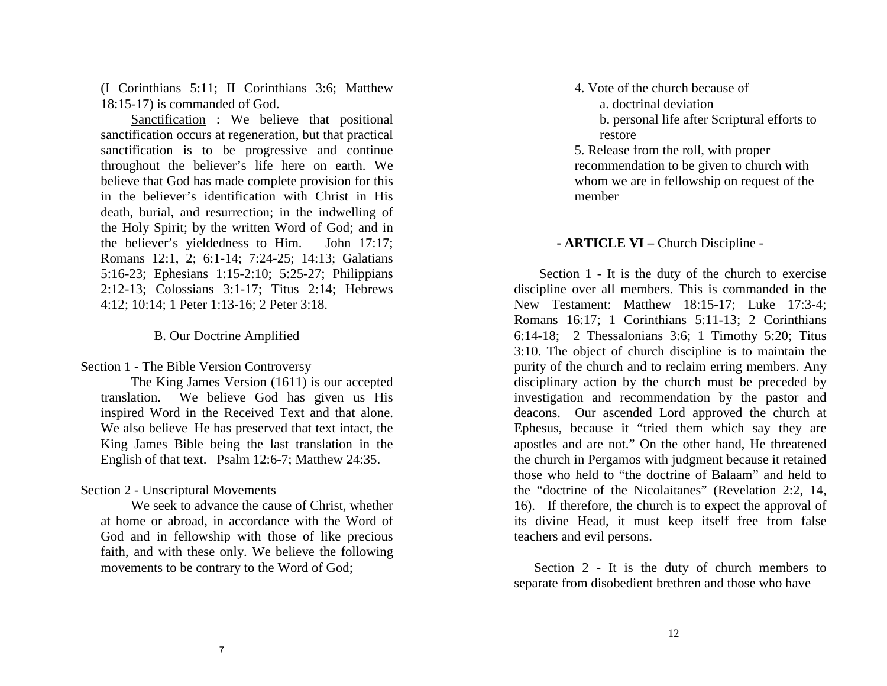(I Corinthians 5:11; II Corinthians 3:6; Matthew 18:15-17) is commanded of God.

Sanctification : We believe that positional sanctification occurs at regeneration, but that practical sanctification is to be progressive and continue throughout the believer's life here on earth. We believe that God has made complete provision for this in the believer's identification with Christ in His death, burial, and resurrection; in the indwelling of the Holy Spirit; by the written Word of God; and in the believer's yieldedness to Him. John 17:17; Romans 12:1, 2; 6:1-14; 7:24-25; 14:13; Galatians 5:16-23; Ephesians 1:15-2:10; 5:25-27; Philippians 2:12-13; Colossians 3:1-17; Titus 2:14; Hebrews 4:12; 10:14; 1 Peter 1:13-16; 2 Peter 3:18.

### B. Our Doctrine Amplified

Section 1 - The Bible Version Controversy

The King James Version (1611) is our accepted translation. We believe God has given us His inspired Word in the Received Text and that alone. We also believe He has preserved that text intact, the King James Bible being the last translation in the English of that text. Psalm 12:6-7; Matthew 24:35.

Section 2 - Unscriptural Movements

We seek to advance the cause of Christ, whether at home or abroad, in accordance with the Word of God and in fellowship with those of like precious faith, and with these only. We believe the following movements to be contrary to the Word of God;

4. Vote of the church because of
   a. doctrinal deviation
   b. personal life after Scriptural efforts to restore
5. Release from the roll, with proper recommendation to be given to church with whom we are in fellowship on request of the member

## - **ARTICLE VI –** Church Discipline -

Section 1 - It is the duty of the church to exercise discipline over all members. This is commanded in the New Testament: Matthew 18:15-17; Luke 17:3-4; Romans 16:17; 1 Corinthians 5:11-13; 2 Corinthians 6:14-18; 2 Thessalonians 3:6; 1 Timothy 5:20; Titus 3:10. The object of church discipline is to maintain the purity of the church and to reclaim erring members. Any disciplinary action by the church must be preceded by investigation and recommendation by the pastor and deacons. Our ascended Lord approved the church at Ephesus, because it "tried them which say they are apostles and are not." On the other hand, He threatened the church in Pergamos with judgment because it retained those who held to "the doctrine of Balaam" and held to the "doctrine of the Nicolaitanes" (Revelation 2:2, 14, 16). If therefore, the church is to expect the approval of its divine Head, it must keep itself free from false teachers and evil persons.

Section 2 - It is the duty of church members to separate from disobedient brethren and those who have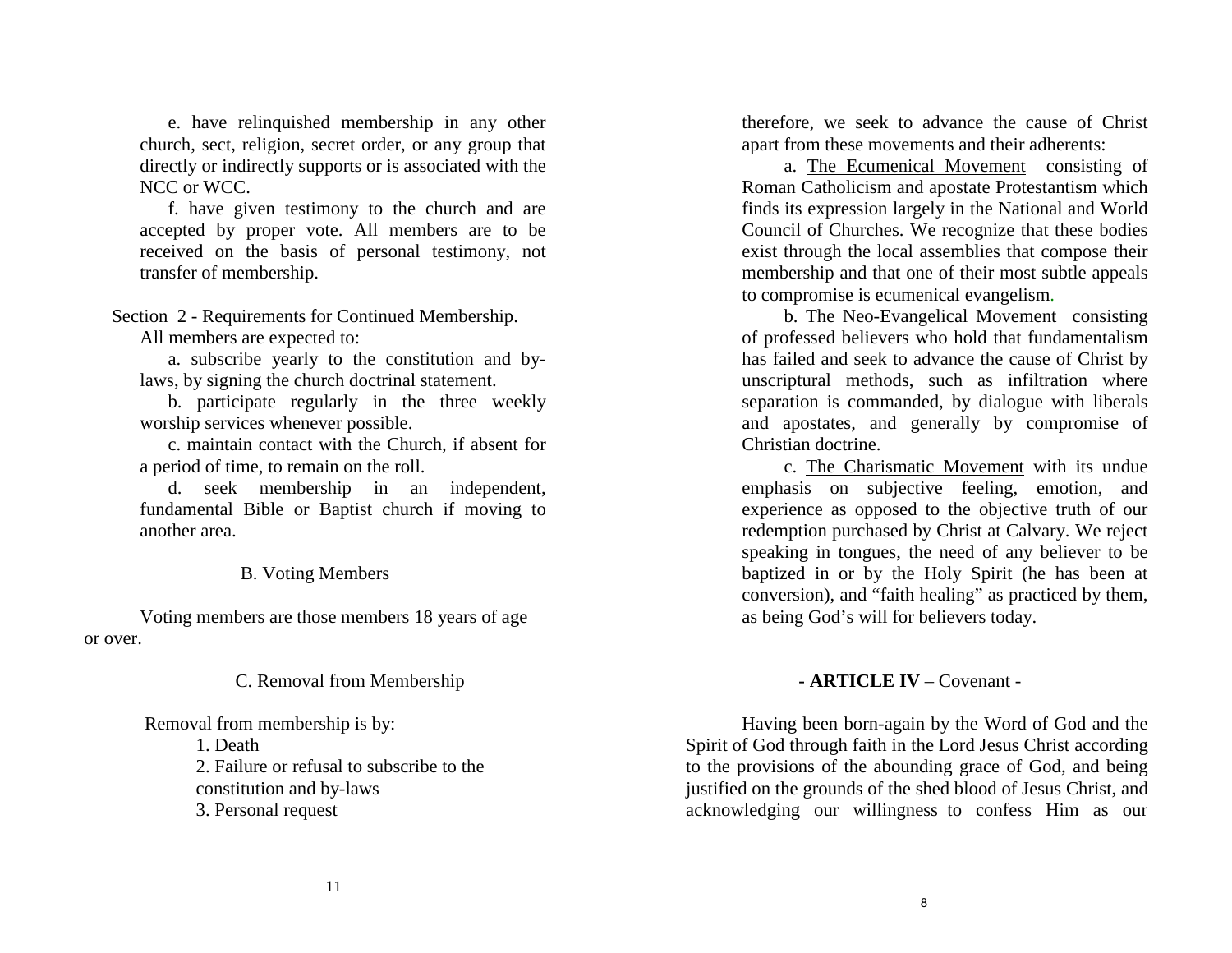e. have relinquished membership in any other church, sect, religion, secret order, or any group that directly or indirectly supports or is associated with the NCC or WCC.

f. have given testimony to the church and are accepted by proper vote. All members are to be received on the basis of personal testimony, not transfer of membership.

Section 2 - Requirements for Continued Membership.

All members are expected to:

a. subscribe yearly to the constitution and by-laws, by signing the church doctrinal statement.

b. participate regularly in the three weekly worship services whenever possible.

c. maintain contact with the Church, if absent for a period of time, to remain on the roll.

d. seek membership in an independent, fundamental Bible or Baptist church if moving to another area.

B. Voting Members

Voting members are those members 18 years of age or over.

C. Removal from Membership

Removal from membership is by:

1. Death
2. Failure or refusal to subscribe to the constitution and by-laws
3. Personal request

therefore, we seek to advance the cause of Christ apart from these movements and their adherents:

a. The Ecumenical Movement consisting of Roman Catholicism and apostate Protestantism which finds its expression largely in the National and World Council of Churches. We recognize that these bodies exist through the local assemblies that compose their membership and that one of their most subtle appeals to compromise is ecumenical evangelism.

b. The Neo-Evangelical Movement consisting of professed believers who hold that fundamentalism has failed and seek to advance the cause of Christ by unscriptural methods, such as infiltration where separation is commanded, by dialogue with liberals and apostates, and generally by compromise of Christian doctrine.

c. The Charismatic Movement with its undue emphasis on subjective feeling, emotion, and experience as opposed to the objective truth of our redemption purchased by Christ at Calvary. We reject speaking in tongues, the need of any believer to be baptized in or by the Holy Spirit (he has been at conversion), and "faith healing" as practiced by them, as being God's will for believers today.

## - **ARTICLE IV** – Covenant -

Having been born-again by the Word of God and the Spirit of God through faith in the Lord Jesus Christ according to the provisions of the abounding grace of God, and being justified on the grounds of the shed blood of Jesus Christ, and acknowledging our willingness to confess Him as our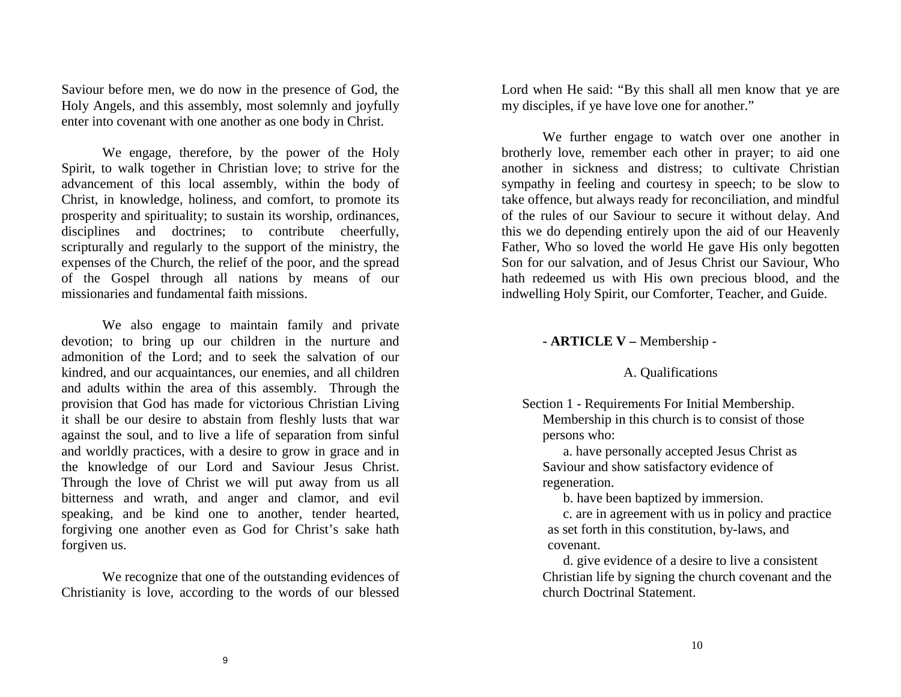Saviour before men, we do now in the presence of God, the Holy Angels, and this assembly, most solemnly and joyfully enter into covenant with one another as one body in Christ.

We engage, therefore, by the power of the Holy Spirit, to walk together in Christian love; to strive for the advancement of this local assembly, within the body of Christ, in knowledge, holiness, and comfort, to promote its prosperity and spirituality; to sustain its worship, ordinances, disciplines and doctrines; to contribute cheerfully, scripturally and regularly to the support of the ministry, the expenses of the Church, the relief of the poor, and the spread of the Gospel through all nations by means of our missionaries and fundamental faith missions.

We also engage to maintain family and private devotion; to bring up our children in the nurture and admonition of the Lord; and to seek the salvation of our kindred, and our acquaintances, our enemies, and all children and adults within the area of this assembly. Through the provision that God has made for victorious Christian Living it shall be our desire to abstain from fleshly lusts that war against the soul, and to live a life of separation from sinful and worldly practices, with a desire to grow in grace and in the knowledge of our Lord and Saviour Jesus Christ. Through the love of Christ we will put away from us all bitterness and wrath, and anger and clamor, and evil speaking, and be kind one to another, tender hearted, forgiving one another even as God for Christ's sake hath forgiven us.

We recognize that one of the outstanding evidences of Christianity is love, according to the words of our blessed Lord when He said: "By this shall all men know that ye are my disciples, if ye have love one for another."

We further engage to watch over one another in brotherly love, remember each other in prayer; to aid one another in sickness and distress; to cultivate Christian sympathy in feeling and courtesy in speech; to be slow to take offence, but always ready for reconciliation, and mindful of the rules of our Saviour to secure it without delay. And this we do depending entirely upon the aid of our Heavenly Father, Who so loved the world He gave His only begotten Son for our salvation, and of Jesus Christ our Saviour, Who hath redeemed us with His own precious blood, and the indwelling Holy Spirit, our Comforter, Teacher, and Guide.

## - **ARTICLE V –** Membership -

### A. Qualifications

Section 1 - Requirements For Initial Membership. Membership in this church is to consist of those persons who:

a. have personally accepted Jesus Christ as Saviour and show satisfactory evidence of regeneration.

b. have been baptized by immersion.

c. are in agreement with us in policy and practice as set forth in this constitution, by-laws, and covenant.

d. give evidence of a desire to live a consistent Christian life by signing the church covenant and the church Doctrinal Statement.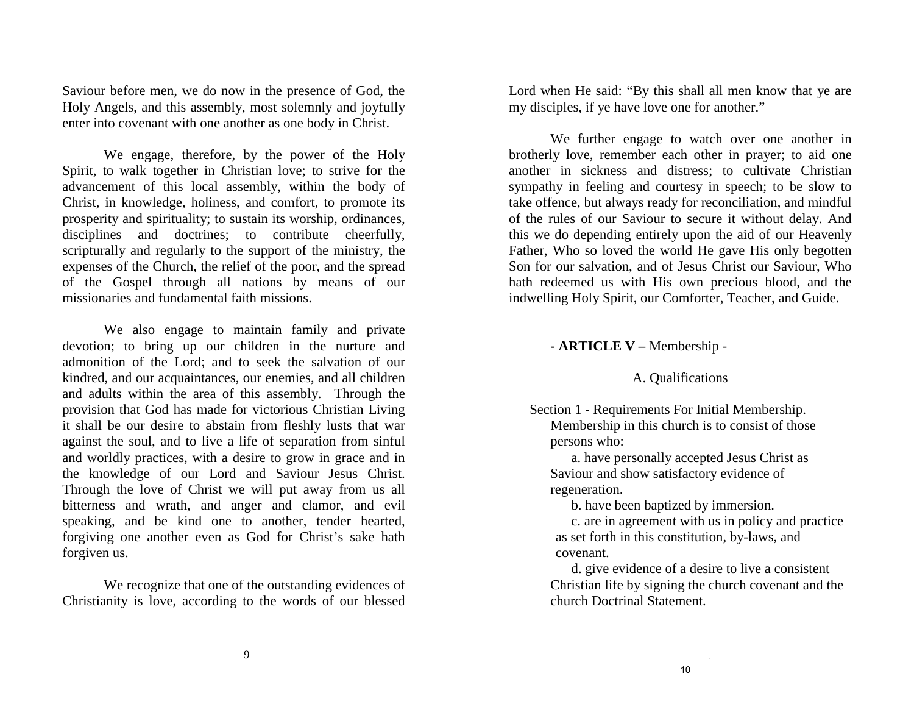Saviour before men, we do now in the presence of God, the Holy Angels, and this assembly, most solemnly and joyfully enter into covenant with one another as one body in Christ.

We engage, therefore, by the power of the Holy Spirit, to walk together in Christian love; to strive for the advancement of this local assembly, within the body of Christ, in knowledge, holiness, and comfort, to promote its prosperity and spirituality; to sustain its worship, ordinances, disciplines and doctrines; to contribute cheerfully, scripturally and regularly to the support of the ministry, the expenses of the Church, the relief of the poor, and the spread of the Gospel through all nations by means of our missionaries and fundamental faith missions.

We also engage to maintain family and private devotion; to bring up our children in the nurture and admonition of the Lord; and to seek the salvation of our kindred, and our acquaintances, our enemies, and all children and adults within the area of this assembly. Through the provision that God has made for victorious Christian Living it shall be our desire to abstain from fleshly lusts that war against the soul, and to live a life of separation from sinful and worldly practices, with a desire to grow in grace and in the knowledge of our Lord and Saviour Jesus Christ. Through the love of Christ we will put away from us all bitterness and wrath, and anger and clamor, and evil speaking, and be kind one to another, tender hearted, forgiving one another even as God for Christ's sake hath forgiven us.

We recognize that one of the outstanding evidences of Christianity is love, according to the words of our blessed Lord when He said: "By this shall all men know that ye are my disciples, if ye have love one for another."

We further engage to watch over one another in brotherly love, remember each other in prayer; to aid one another in sickness and distress; to cultivate Christian sympathy in feeling and courtesy in speech; to be slow to take offence, but always ready for reconciliation, and mindful of the rules of our Saviour to secure it without delay. And this we do depending entirely upon the aid of our Heavenly Father, Who so loved the world He gave His only begotten Son for our salvation, and of Jesus Christ our Saviour, Who hath redeemed us with His own precious blood, and the indwelling Holy Spirit, our Comforter, Teacher, and Guide.

## - **ARTICLE V –** Membership -

### A. Qualifications

Section 1 - Requirements For Initial Membership. Membership in this church is to consist of those persons who:

a. have personally accepted Jesus Christ as Saviour and show satisfactory evidence of regeneration.

b. have been baptized by immersion.

c. are in agreement with us in policy and practice as set forth in this constitution, by-laws, and covenant.

d. give evidence of a desire to live a consistent Christian life by signing the church covenant and the church Doctrinal Statement.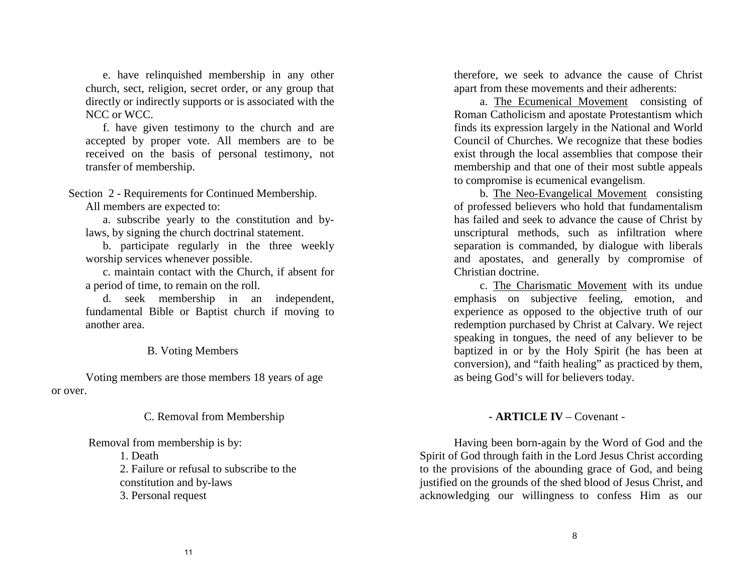e. have relinquished membership in any other church, sect, religion, secret order, or any group that directly or indirectly supports or is associated with the NCC or WCC.

f. have given testimony to the church and are accepted by proper vote. All members are to be received on the basis of personal testimony, not transfer of membership.

Section 2 - Requirements for Continued Membership.

All members are expected to:

a. subscribe yearly to the constitution and by-laws, by signing the church doctrinal statement.

b. participate regularly in the three weekly worship services whenever possible.

c. maintain contact with the Church, if absent for a period of time, to remain on the roll.

d. seek membership in an independent, fundamental Bible or Baptist church if moving to another area.

B. Voting Members

Voting members are those members 18 years of age or over.

C. Removal from Membership

Removal from membership is by:

1. Death
2. Failure or refusal to subscribe to the constitution and by-laws
3. Personal request

therefore, we seek to advance the cause of Christ apart from these movements and their adherents:

a. The Ecumenical Movement consisting of Roman Catholicism and apostate Protestantism which finds its expression largely in the National and World Council of Churches. We recognize that these bodies exist through the local assemblies that compose their membership and that one of their most subtle appeals to compromise is ecumenical evangelism.

b. The Neo-Evangelical Movement consisting of professed believers who hold that fundamentalism has failed and seek to advance the cause of Christ by unscriptural methods, such as infiltration where separation is commanded, by dialogue with liberals and apostates, and generally by compromise of Christian doctrine.

c. The Charismatic Movement with its undue emphasis on subjective feeling, emotion, and experience as opposed to the objective truth of our redemption purchased by Christ at Calvary. We reject speaking in tongues, the need of any believer to be baptized in or by the Holy Spirit (he has been at conversion), and "faith healing" as practiced by them, as being God's will for believers today.

## - ARTICLE IV – Covenant -

Having been born-again by the Word of God and the Spirit of God through faith in the Lord Jesus Christ according to the provisions of the abounding grace of God, and being justified on the grounds of the shed blood of Jesus Christ, and acknowledging our willingness to confess Him as our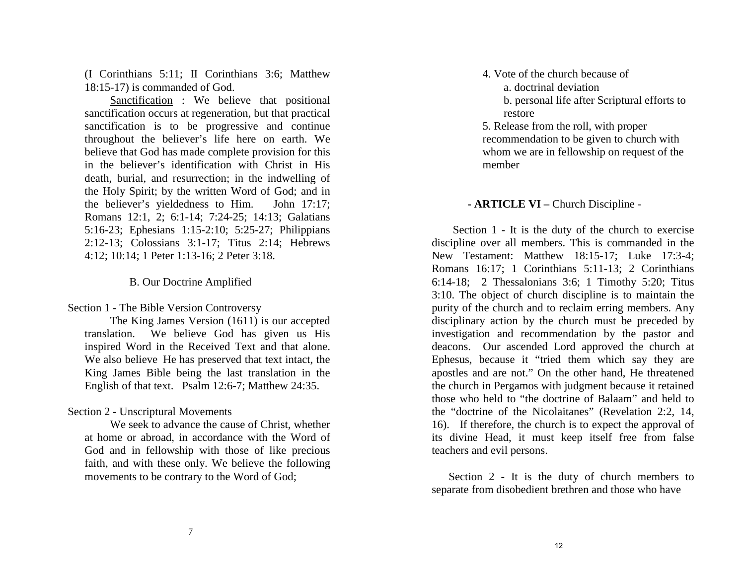(I Corinthians 5:11; II Corinthians 3:6; Matthew 18:15-17) is commanded of God.

Sanctification : We believe that positional sanctification occurs at regeneration, but that practical sanctification is to be progressive and continue throughout the believer's life here on earth. We believe that God has made complete provision for this in the believer's identification with Christ in His death, burial, and resurrection; in the indwelling of the Holy Spirit; by the written Word of God; and in the believer's yieldedness to Him. John 17:17; Romans 12:1, 2; 6:1-14; 7:24-25; 14:13; Galatians 5:16-23; Ephesians 1:15-2:10; 5:25-27; Philippians 2:12-13; Colossians 3:1-17; Titus 2:14; Hebrews 4:12; 10:14; 1 Peter 1:13-16; 2 Peter 3:18.

B. Our Doctrine Amplified

Section 1 - The Bible Version Controversy

The King James Version (1611) is our accepted translation. We believe God has given us His inspired Word in the Received Text and that alone. We also believe He has preserved that text intact, the King James Bible being the last translation in the English of that text. Psalm 12:6-7; Matthew 24:35.

Section 2 - Unscriptural Movements

We seek to advance the cause of Christ, whether at home or abroad, in accordance with the Word of God and in fellowship with those of like precious faith, and with these only. We believe the following movements to be contrary to the Word of God;

4. Vote of the church because of
   a. doctrinal deviation
   b. personal life after Scriptural efforts to restore
5. Release from the roll, with proper recommendation to be given to church with whom we are in fellowship on request of the member

**- ARTICLE VI –** Church Discipline -

Section 1 - It is the duty of the church to exercise discipline over all members. This is commanded in the New Testament: Matthew 18:15-17; Luke 17:3-4; Romans 16:17; 1 Corinthians 5:11-13; 2 Corinthians 6:14-18; 2 Thessalonians 3:6; 1 Timothy 5:20; Titus 3:10. The object of church discipline is to maintain the purity of the church and to reclaim erring members. Any disciplinary action by the church must be preceded by investigation and recommendation by the pastor and deacons. Our ascended Lord approved the church at Ephesus, because it "tried them which say they are apostles and are not." On the other hand, He threatened the church in Pergamos with judgment because it retained those who held to "the doctrine of Balaam" and held to the "doctrine of the Nicolaitanes" (Revelation 2:2, 14, 16). If therefore, the church is to expect the approval of its divine Head, it must keep itself free from false teachers and evil persons.

Section 2 - It is the duty of church members to separate from disobedient brethren and those who have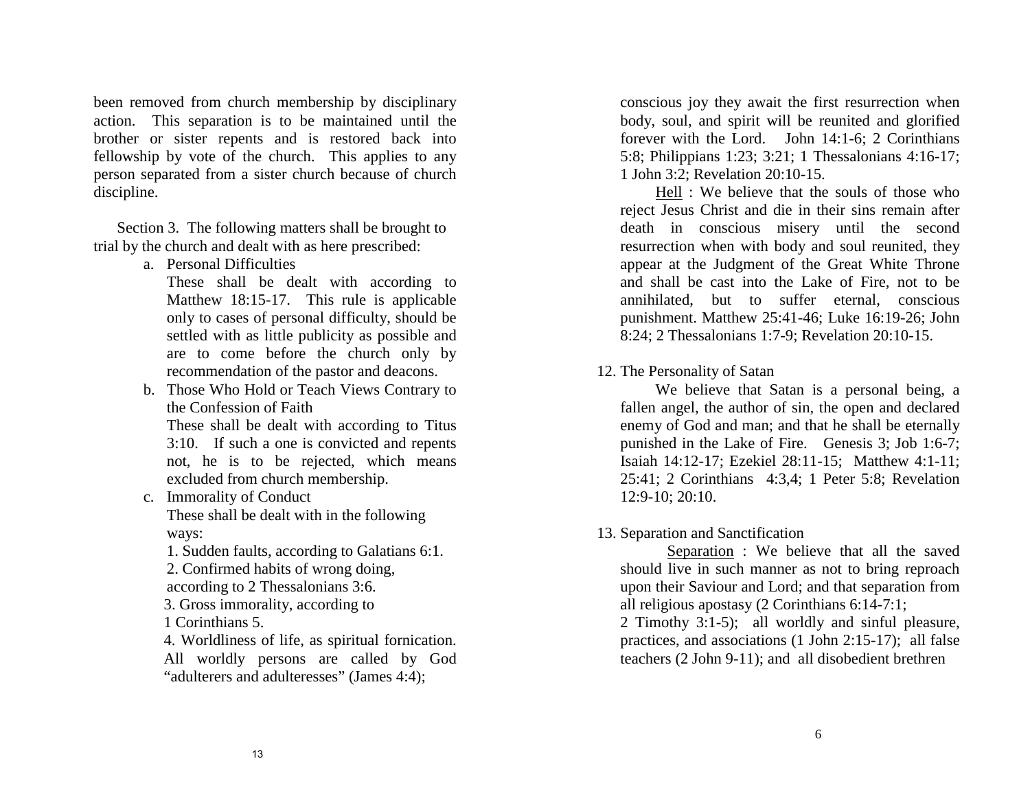been removed from church membership by disciplinary action. This separation is to be maintained until the brother or sister repents and is restored back into fellowship by vote of the church. This applies to any person separated from a sister church because of church discipline.

Section 3. The following matters shall be brought to trial by the church and dealt with as here prescribed:

a. Personal Difficulties

   These shall be dealt with according to Matthew 18:15-17. This rule is applicable only to cases of personal difficulty, should be settled with as little publicity as possible and are to come before the church only by recommendation of the pastor and deacons.

b. Those Who Hold or Teach Views Contrary to the Confession of Faith

   These shall be dealt with according to Titus 3:10. If such a one is convicted and repents not, he is to be rejected, which means excluded from church membership.

c. Immorality of Conduct

   These shall be dealt with in the following ways:

   1. Sudden faults, according to Galatians 6:1.
   2. Confirmed habits of wrong doing, according to 2 Thessalonians 3:6.
   3. Gross immorality, according to 1 Corinthians 5.
   4. Worldliness of life, as spiritual fornication. All worldly persons are called by God "adulterers and adulteresses" (James 4:4);

conscious joy they await the first resurrection when body, soul, and spirit will be reunited and glorified forever with the Lord. John 14:1-6; 2 Corinthians 5:8; Philippians 1:23; 3:21; 1 Thessalonians 4:16-17; 1 John 3:2; Revelation 20:10-15.

Hell : We believe that the souls of those who reject Jesus Christ and die in their sins remain after death in conscious misery until the second resurrection when with body and soul reunited, they appear at the Judgment of the Great White Throne and shall be cast into the Lake of Fire, not to be annihilated, but to suffer eternal, conscious punishment. Matthew 25:41-46; Luke 16:19-26; John 8:24; 2 Thessalonians 1:7-9; Revelation 20:10-15.

12. The Personality of Satan

We believe that Satan is a personal being, a fallen angel, the author of sin, the open and declared enemy of God and man; and that he shall be eternally punished in the Lake of Fire. Genesis 3; Job 1:6-7; Isaiah 14:12-17; Ezekiel 28:11-15; Matthew 4:1-11; 25:41; 2 Corinthians 4:3,4; 1 Peter 5:8; Revelation 12:9-10; 20:10.

13. Separation and Sanctification

Separation : We believe that all the saved should live in such manner as not to bring reproach upon their Saviour and Lord; and that separation from all religious apostasy (2 Corinthians 6:14-7:1; 2 Timothy 3:1-5); all worldly and sinful pleasure, practices, and associations (1 John 2:15-17); all false teachers (2 John 9-11); and all disobedient brethren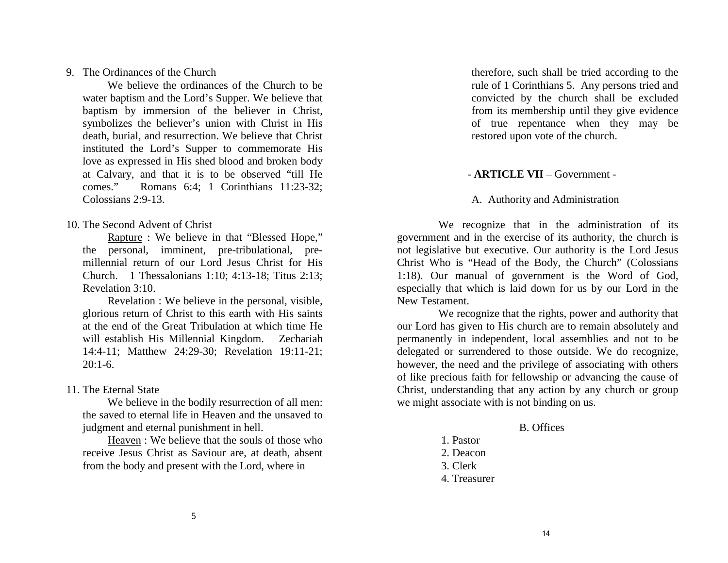9. The Ordinances of the Church

We believe the ordinances of the Church to be water baptism and the Lord's Supper. We believe that baptism by immersion of the believer in Christ, symbolizes the believer's union with Christ in His death, burial, and resurrection. We believe that Christ instituted the Lord's Supper to commemorate His love as expressed in His shed blood and broken body at Calvary, and that it is to be observed "till He comes." Romans 6:4; 1 Corinthians 11:23-32; Colossians 2:9-13.

10. The Second Advent of Christ

<u>Rapture</u> : We believe in that "Blessed Hope," the personal, imminent, pre-tribulational, pre-millennial return of our Lord Jesus Christ for His Church. 1 Thessalonians 1:10; 4:13-18; Titus 2:13; Revelation 3:10.

<u>Revelation</u> : We believe in the personal, visible, glorious return of Christ to this earth with His saints at the end of the Great Tribulation at which time He will establish His Millennial Kingdom. Zechariah 14:4-11; Matthew 24:29-30; Revelation 19:11-21; 20:1-6.

11. The Eternal State

We believe in the bodily resurrection of all men: the saved to eternal life in Heaven and the unsaved to judgment and eternal punishment in hell.

<u>Heaven</u> : We believe that the souls of those who receive Jesus Christ as Saviour are, at death, absent from the body and present with the Lord, where in

therefore, such shall be tried according to the rule of 1 Corinthians 5. Any persons tried and convicted by the church shall be excluded from its membership until they give evidence of true repentance when they may be restored upon vote of the church.

## - **ARTICLE VII** – Government -

### A. Authority and Administration

We recognize that in the administration of its government and in the exercise of its authority, the church is not legislative but executive. Our authority is the Lord Jesus Christ Who is "Head of the Body, the Church" (Colossians 1:18). Our manual of government is the Word of God, especially that which is laid down for us by our Lord in the New Testament.

We recognize that the rights, power and authority that our Lord has given to His church are to remain absolutely and permanently in independent, local assemblies and not to be delegated or surrendered to those outside. We do recognize, however, the need and the privilege of associating with others of like precious faith for fellowship or advancing the cause of Christ, understanding that any action by any church or group we might associate with is not binding on us.

### B. Offices

1. Pastor
2. Deacon
3. Clerk
4. Treasurer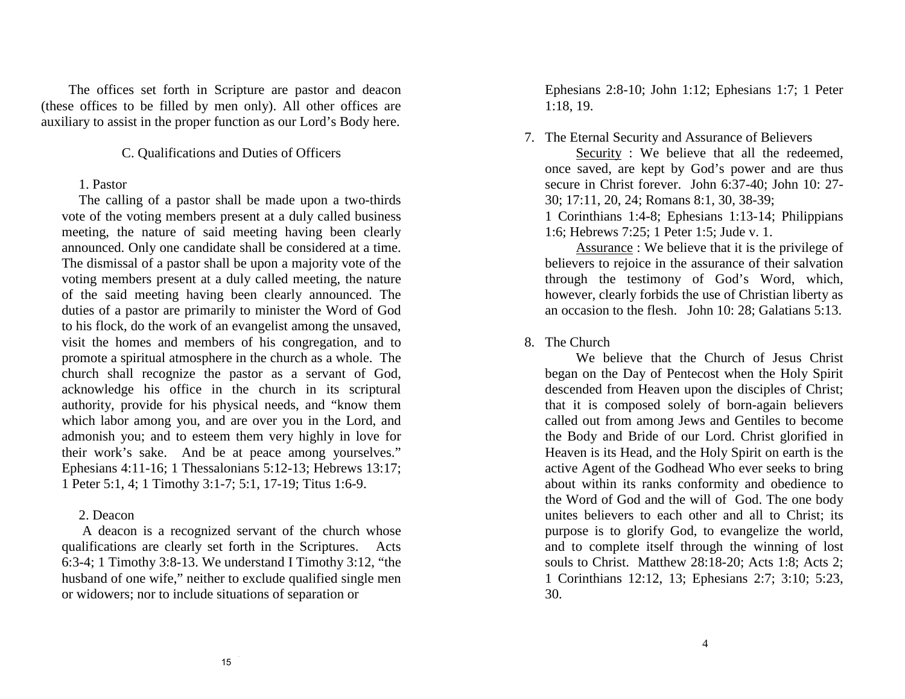The offices set forth in Scripture are pastor and deacon (these offices to be filled by men only). All other offices are auxiliary to assist in the proper function as our Lord's Body here.

C. Qualifications and Duties of Officers

1. Pastor

The calling of a pastor shall be made upon a two-thirds vote of the voting members present at a duly called business meeting, the nature of said meeting having been clearly announced. Only one candidate shall be considered at a time. The dismissal of a pastor shall be upon a majority vote of the voting members present at a duly called meeting, the nature of the said meeting having been clearly announced. The duties of a pastor are primarily to minister the Word of God to his flock, do the work of an evangelist among the unsaved, visit the homes and members of his congregation, and to promote a spiritual atmosphere in the church as a whole. The church shall recognize the pastor as a servant of God, acknowledge his office in the church in its scriptural authority, provide for his physical needs, and "know them which labor among you, and are over you in the Lord, and admonish you; and to esteem them very highly in love for their work's sake. And be at peace among yourselves." Ephesians 4:11-16; 1 Thessalonians 5:12-13; Hebrews 13:17; 1 Peter 5:1, 4; 1 Timothy 3:1-7; 5:1, 17-19; Titus 1:6-9.

2. Deacon

A deacon is a recognized servant of the church whose qualifications are clearly set forth in the Scriptures. Acts 6:3-4; 1 Timothy 3:8-13. We understand I Timothy 3:12, "the husband of one wife," neither to exclude qualified single men or widowers; nor to include situations of separation or

Ephesians 2:8-10; John 1:12; Ephesians 1:7; 1 Peter 1:18, 19.

7. The Eternal Security and Assurance of Believers

   Security : We believe that all the redeemed, once saved, are kept by God's power and are thus secure in Christ forever. John 6:37-40; John 10: 27-30; 17:11, 20, 24; Romans 8:1, 30, 38-39; 1 Corinthians 1:4-8; Ephesians 1:13-14; Philippians 1:6; Hebrews 7:25; 1 Peter 1:5; Jude v. 1.

   Assurance : We believe that it is the privilege of believers to rejoice in the assurance of their salvation through the testimony of God's Word, which, however, clearly forbids the use of Christian liberty as an occasion to the flesh. John 10: 28; Galatians 5:13.

8. The Church

   We believe that the Church of Jesus Christ began on the Day of Pentecost when the Holy Spirit descended from Heaven upon the disciples of Christ; that it is composed solely of born-again believers called out from among Jews and Gentiles to become the Body and Bride of our Lord. Christ glorified in Heaven is its Head, and the Holy Spirit on earth is the active Agent of the Godhead Who ever seeks to bring about within its ranks conformity and obedience to the Word of God and the will of God. The one body unites believers to each other and all to Christ; its purpose is to glorify God, to evangelize the world, and to complete itself through the winning of lost souls to Christ. Matthew 28:18-20; Acts 1:8; Acts 2; 1 Corinthians 12:12, 13; Ephesians 2:7; 3:10; 5:23, 30.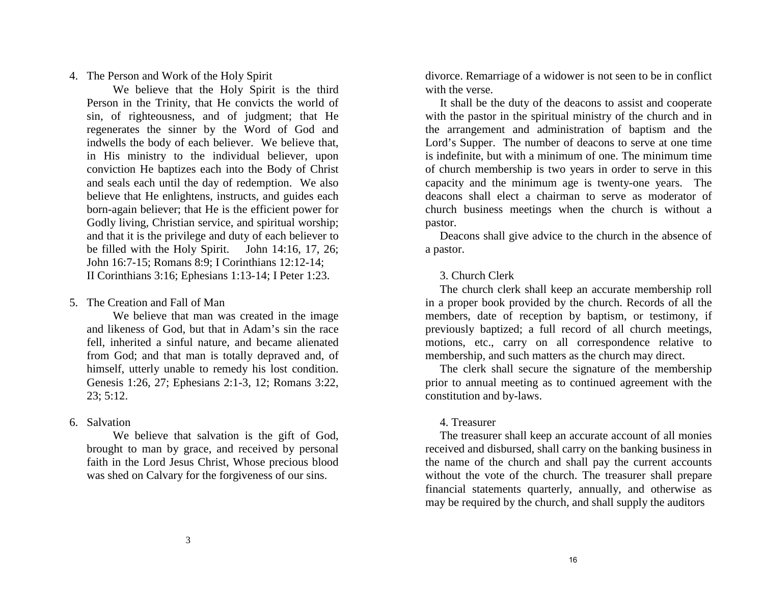4. The Person and Work of the Holy Spirit

   We believe that the Holy Spirit is the third Person in the Trinity, that He convicts the world of sin, of righteousness, and of judgment; that He regenerates the sinner by the Word of God and indwells the body of each believer. We believe that, in His ministry to the individual believer, upon conviction He baptizes each into the Body of Christ and seals each until the day of redemption. We also believe that He enlightens, instructs, and guides each born-again believer; that He is the efficient power for Godly living, Christian service, and spiritual worship; and that it is the privilege and duty of each believer to be filled with the Holy Spirit. John 14:16, 17, 26; John 16:7-15; Romans 8:9; I Corinthians 12:12-14; II Corinthians 3:16; Ephesians 1:13-14; I Peter 1:23.

5. The Creation and Fall of Man

   We believe that man was created in the image and likeness of God, but that in Adam's sin the race fell, inherited a sinful nature, and became alienated from God; and that man is totally depraved and, of himself, utterly unable to remedy his lost condition. Genesis 1:26, 27; Ephesians 2:1-3, 12; Romans 3:22, 23; 5:12.

6. Salvation

   We believe that salvation is the gift of God, brought to man by grace, and received by personal faith in the Lord Jesus Christ, Whose precious blood was shed on Calvary for the forgiveness of our sins.

divorce. Remarriage of a widower is not seen to be in conflict with the verse.

It shall be the duty of the deacons to assist and cooperate with the pastor in the spiritual ministry of the church and in the arrangement and administration of baptism and the Lord's Supper. The number of deacons to serve at one time is indefinite, but with a minimum of one. The minimum time of church membership is two years in order to serve in this capacity and the minimum age is twenty-one years. The deacons shall elect a chairman to serve as moderator of church business meetings when the church is without a pastor.

Deacons shall give advice to the church in the absence of a pastor.

3. Church Clerk

The church clerk shall keep an accurate membership roll in a proper book provided by the church. Records of all the members, date of reception by baptism, or testimony, if previously baptized; a full record of all church meetings, motions, etc., carry on all correspondence relative to membership, and such matters as the church may direct.

The clerk shall secure the signature of the membership prior to annual meeting as to continued agreement with the constitution and by-laws.

4. Treasurer

The treasurer shall keep an accurate account of all monies received and disbursed, shall carry on the banking business in the name of the church and shall pay the current accounts without the vote of the church. The treasurer shall prepare financial statements quarterly, annually, and otherwise as may be required by the church, and shall supply the auditors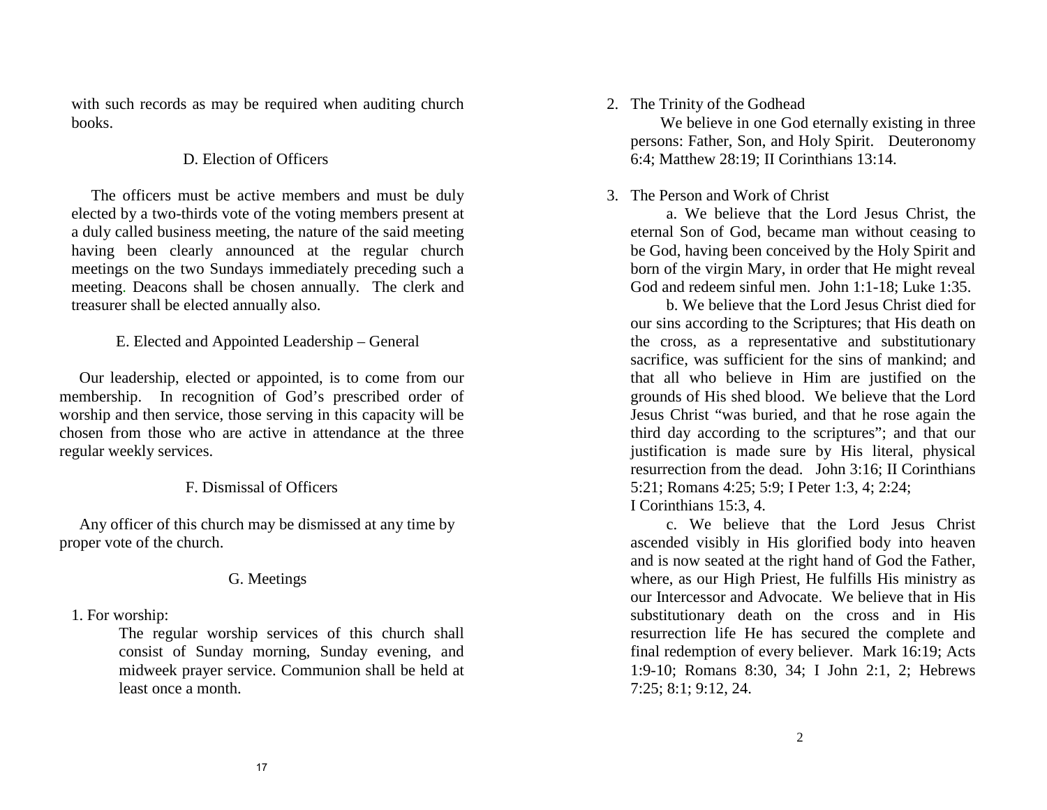with such records as may be required when auditing church books.

### D. Election of Officers

The officers must be active members and must be duly elected by a two-thirds vote of the voting members present at a duly called business meeting, the nature of the said meeting having been clearly announced at the regular church meetings on the two Sundays immediately preceding such a meeting. Deacons shall be chosen annually. The clerk and treasurer shall be elected annually also.

### E. Elected and Appointed Leadership – General

Our leadership, elected or appointed, is to come from our membership. In recognition of God's prescribed order of worship and then service, those serving in this capacity will be chosen from those who are active in attendance at the three regular weekly services.

### F. Dismissal of Officers

Any officer of this church may be dismissed at any time by proper vote of the church.

### G. Meetings

1. For worship:

   The regular worship services of this church shall consist of Sunday morning, Sunday evening, and midweek prayer service. Communion shall be held at least once a month.

2. The Trinity of the Godhead

   We believe in one God eternally existing in three persons: Father, Son, and Holy Spirit. Deuteronomy 6:4; Matthew 28:19; II Corinthians 13:14.

3. The Person and Work of Christ

   a. We believe that the Lord Jesus Christ, the eternal Son of God, became man without ceasing to be God, having been conceived by the Holy Spirit and born of the virgin Mary, in order that He might reveal God and redeem sinful men. John 1:1-18; Luke 1:35.

   b. We believe that the Lord Jesus Christ died for our sins according to the Scriptures; that His death on the cross, as a representative and substitutionary sacrifice, was sufficient for the sins of mankind; and that all who believe in Him are justified on the grounds of His shed blood. We believe that the Lord Jesus Christ "was buried, and that he rose again the third day according to the scriptures"; and that our justification is made sure by His literal, physical resurrection from the dead. John 3:16; II Corinthians 5:21; Romans 4:25; 5:9; I Peter 1:3, 4; 2:24; I Corinthians 15:3, 4.

   c. We believe that the Lord Jesus Christ ascended visibly in His glorified body into heaven and is now seated at the right hand of God the Father, where, as our High Priest, He fulfills His ministry as our Intercessor and Advocate. We believe that in His substitutionary death on the cross and in His resurrection life He has secured the complete and final redemption of every believer. Mark 16:19; Acts 1:9-10; Romans 8:30, 34; I John 2:1, 2; Hebrews 7:25; 8:1; 9:12, 24.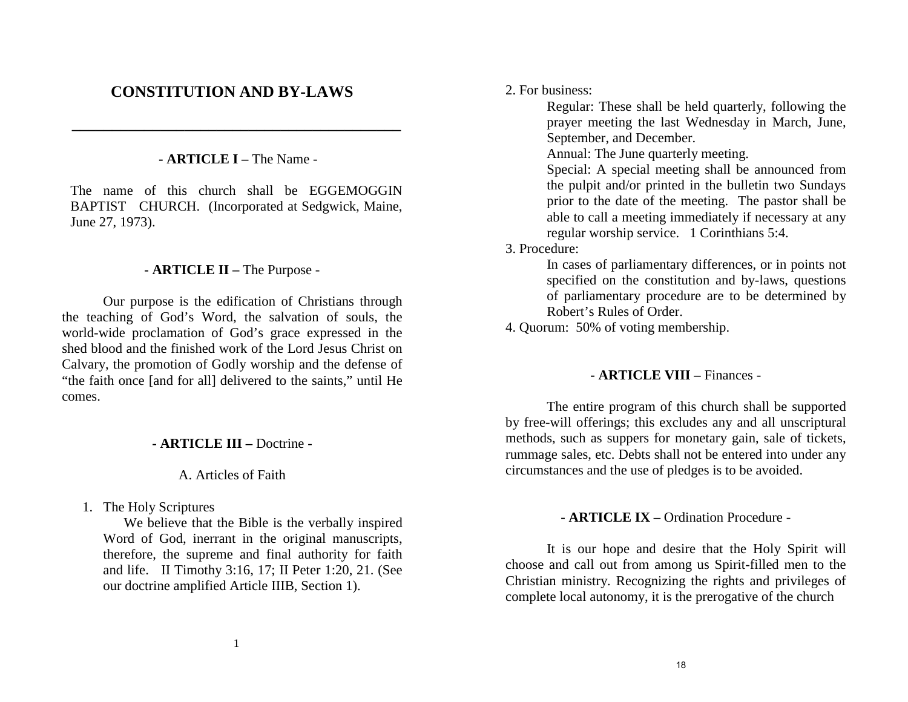# CONSTITUTION AND BY-LAWS

---

## - ARTICLE I – The Name -

The name of this church shall be EGGEMOGGIN BAPTIST CHURCH. (Incorporated at Sedgwick, Maine, June 27, 1973).

## - ARTICLE II – The Purpose -

Our purpose is the edification of Christians through the teaching of God's Word, the salvation of souls, the world-wide proclamation of God's grace expressed in the shed blood and the finished work of the Lord Jesus Christ on Calvary, the promotion of Godly worship and the defense of "the faith once [and for all] delivered to the saints," until He comes.

## - ARTICLE III – Doctrine -

### A. Articles of Faith

1. The Holy Scriptures
   We believe that the Bible is the verbally inspired Word of God, inerrant in the original manuscripts, therefore, the supreme and final authority for faith and life. II Timothy 3:16, 17; II Peter 1:20, 21. (See our doctrine amplified Article IIIB, Section 1).

2. For business:
   Regular: These shall be held quarterly, following the prayer meeting the last Wednesday in March, June, September, and December.
   Annual: The June quarterly meeting.
   Special: A special meeting shall be announced from the pulpit and/or printed in the bulletin two Sundays prior to the date of the meeting. The pastor shall be able to call a meeting immediately if necessary at any regular worship service. 1 Corinthians 5:4.
3. Procedure:
   In cases of parliamentary differences, or in points not specified on the constitution and by-laws, questions of parliamentary procedure are to be determined by Robert's Rules of Order.
4. Quorum: 50% of voting membership.

## - ARTICLE VIII – Finances -

The entire program of this church shall be supported by free-will offerings; this excludes any and all unscriptural methods, such as suppers for monetary gain, sale of tickets, rummage sales, etc. Debts shall not be entered into under any circumstances and the use of pledges is to be avoided.

## - ARTICLE IX – Ordination Procedure -

It is our hope and desire that the Holy Spirit will choose and call out from among us Spirit-filled men to the Christian ministry. Recognizing the rights and privileges of complete local autonomy, it is the prerogative of the church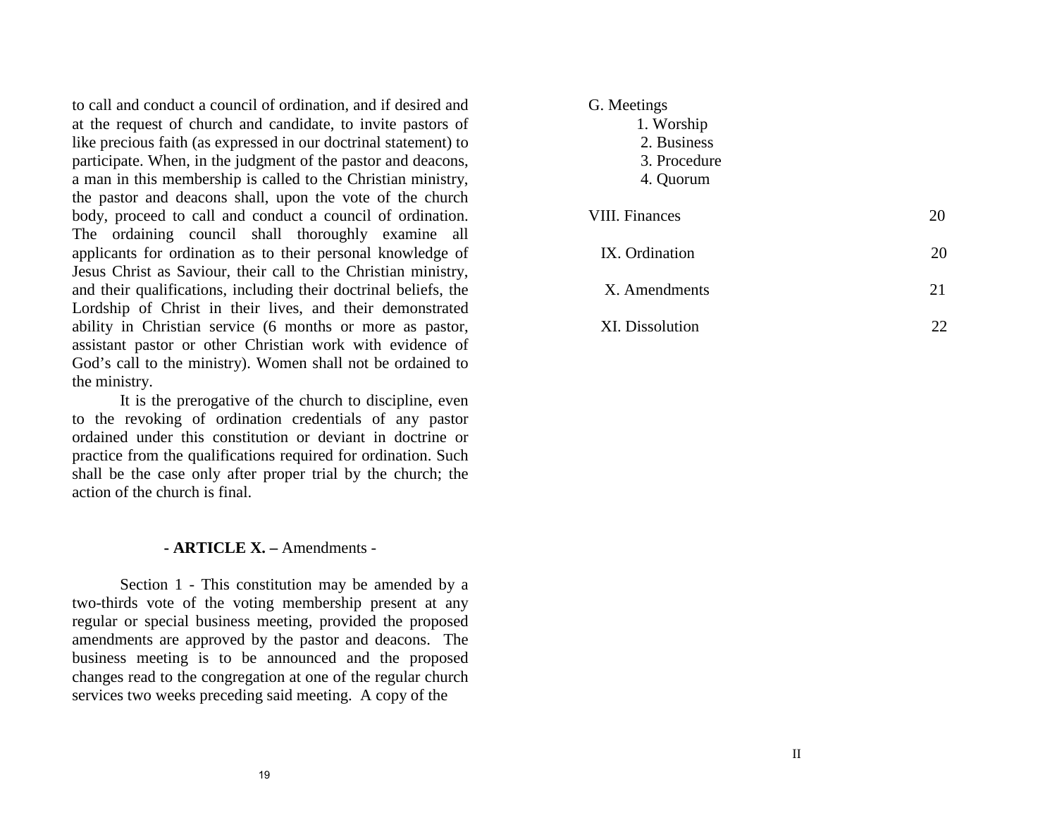to call and conduct a council of ordination, and if desired and at the request of church and candidate, to invite pastors of like precious faith (as expressed in our doctrinal statement) to participate. When, in the judgment of the pastor and deacons, a man in this membership is called to the Christian ministry, the pastor and deacons shall, upon the vote of the church body, proceed to call and conduct a council of ordination. The ordaining council shall thoroughly examine all applicants for ordination as to their personal knowledge of Jesus Christ as Saviour, their call to the Christian ministry, and their qualifications, including their doctrinal beliefs, the Lordship of Christ in their lives, and their demonstrated ability in Christian service (6 months or more as pastor, assistant pastor or other Christian work with evidence of God's call to the ministry). Women shall not be ordained to the ministry.

It is the prerogative of the church to discipline, even to the revoking of ordination credentials of any pastor ordained under this constitution or deviant in doctrine or practice from the qualifications required for ordination. Such shall be the case only after proper trial by the church; the action of the church is final.

## - ARTICLE X. – Amendments -

Section 1 - This constitution may be amended by a two-thirds vote of the voting membership present at any regular or special business meeting, provided the proposed amendments are approved by the pastor and deacons. The business meeting is to be announced and the proposed changes read to the congregation at one of the regular church services two weeks preceding said meeting. A copy of the

G. Meetings
  1. Worship
  2. Business
  3. Procedure
  4. Quorum

VIII. Finances 20

IX. Ordination 20

X. Amendments 21

XI. Dissolution 22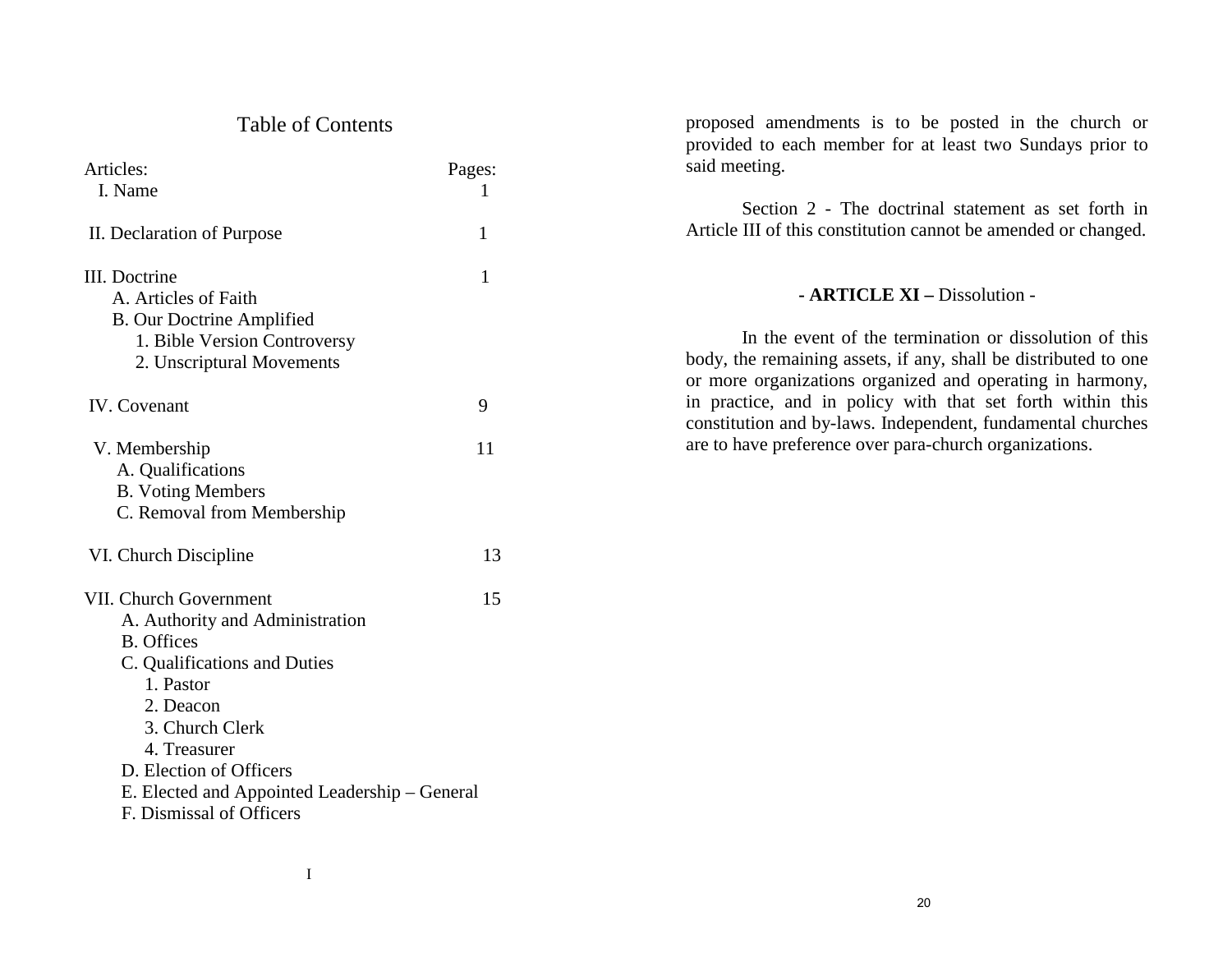## Table of Contents

| Articles: | Pages: |
|---|---|
| I. Name | 1 |
| II. Declaration of Purpose | 1 |
| III. Doctrine | 1 |
| A. Articles of Faith | |
| B. Our Doctrine Amplified | |
| 1. Bible Version Controversy | |
| 2. Unscriptural Movements | |
| IV. Covenant | 9 |
| V. Membership | 11 |
| A. Qualifications | |
| B. Voting Members | |
| C. Removal from Membership | |
| VI. Church Discipline | 13 |
| VII. Church Government | 15 |
| A. Authority and Administration | |
| B. Offices | |
| C. Qualifications and Duties | |
| 1. Pastor | |
| 2. Deacon | |
| 3. Church Clerk | |
| 4. Treasurer | |
| D. Election of Officers | |
| E. Elected and Appointed Leadership – General | |
| F. Dismissal of Officers | |

proposed amendments is to be posted in the church or provided to each member for at least two Sundays prior to said meeting.

Section 2 - The doctrinal statement as set forth in Article III of this constitution cannot be amended or changed.

### - **ARTICLE XI –** Dissolution -

In the event of the termination or dissolution of this body, the remaining assets, if any, shall be distributed to one or more organizations organized and operating in harmony, in practice, and in policy with that set forth within this constitution and by-laws. Independent, fundamental churches are to have preference over para-church organizations.